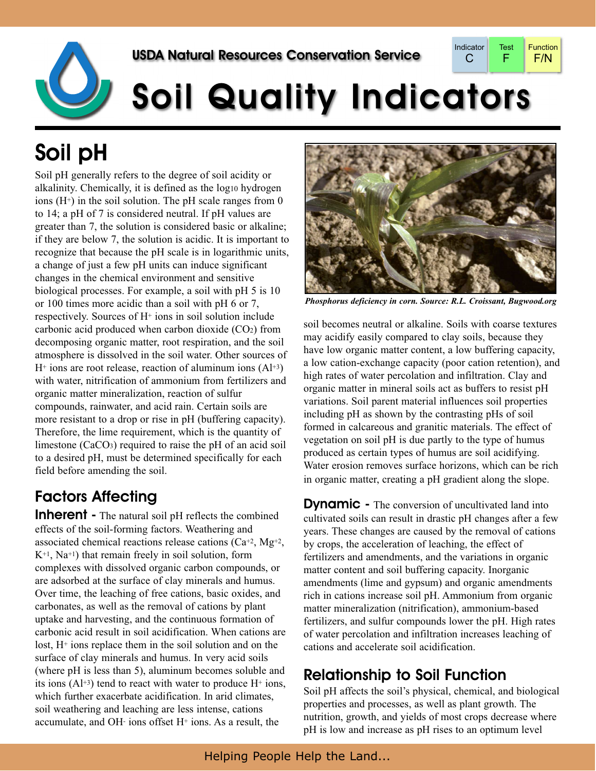USDA Natural Resources Conservation Service

| Indicator | Test | Function |
|---|---|---|
| C | F | F/N |

# Soil Quality Indicators

## Soil pH

Soil pH generally refers to the degree of soil acidity or alkalinity. Chemically, it is defined as the $\log_{10}$ hydrogen ions ($H^+$) in the soil solution. The pH scale ranges from 0 to 14; a pH of 7 is considered neutral. If pH values are greater than 7, the solution is considered basic or alkaline; if they are below 7, the solution is acidic. It is important to recognize that because the pH scale is in logarithmic units, a change of just a few pH units can induce significant changes in the chemical environment and sensitive biological processes. For example, a soil with pH 5 is 10 or 100 times more acidic than a soil with pH 6 or 7, respectively. Sources of $H^+$ ions in soil solution include carbonic acid produced when carbon dioxide ($CO_2$) from decomposing organic matter, root respiration, and the soil atmosphere is dissolved in the soil water. Other sources of $H^+$ ions are root release, reaction of aluminum ions ($Al^{+3}$) with water, nitrification of ammonium from fertilizers and organic matter mineralization, reaction of sulfur compounds, rainwater, and acid rain. Certain soils are more resistant to a drop or rise in pH (buffering capacity). Therefore, the lime requirement, which is the quantity of limestone ($CaCO_3$) required to raise the pH of an acid soil to a desired pH, must be determined specifically for each field before amending the soil.

### Factors Affecting

**Inherent -** The natural soil pH reflects the combined effects of the soil-forming factors. Weathering and associated chemical reactions release cations ($Ca^{+2}$, $Mg^{+2}$, $K^{+1}$, $Na^{+1}$) that remain freely in soil solution, form complexes with dissolved organic carbon compounds, or are adsorbed at the surface of clay minerals and humus. Over time, the leaching of free cations, basic oxides, and carbonates, as well as the removal of cations by plant uptake and harvesting, and the continuous formation of carbonic acid result in soil acidification. When cations are lost, $H^+$ ions replace them in the soil solution and on the surface of clay minerals and humus. In very acid soils (where pH is less than 5), aluminum becomes soluble and its ions ($Al^{+3}$) tend to react with water to produce $H^+$ ions, which further exacerbate acidification. In arid climates, soil weathering and leaching are less intense, cations accumulate, and $OH^-$ ions offset $H^+$ ions. As a result, the soil becomes neutral or alkaline. Soils with coarse textures may acidify easily compared to clay soils, because they have low organic matter content, a low buffering capacity, a low cation-exchange capacity (poor cation retention), and high rates of water percolation and infiltration. Clay and organic matter in mineral soils act as buffers to resist pH variations. Soil parent material influences soil properties including pH as shown by the contrasting pHs of soil formed in calcareous and granitic materials. The effect of vegetation on soil pH is due partly to the type of humus produced as certain types of humus are soil acidifying. Water erosion removes surface horizons, which can be rich in organic matter, creating a pH gradient along the slope.

*Phosphorus deficiency in corn. Source: R.L. Croissant, Bugwood.org*

**Dynamic -** The conversion of uncultivated land into cultivated soils can result in drastic pH changes after a few years. These changes are caused by the removal of cations by crops, the acceleration of leaching, the effect of fertilizers and amendments, and the variations in organic matter content and soil buffering capacity. Inorganic amendments (lime and gypsum) and organic amendments rich in cations increase soil pH. Ammonium from organic matter mineralization (nitrification), ammonium-based fertilizers, and sulfur compounds lower the pH. High rates of water percolation and infiltration increases leaching of cations and accelerate soil acidification.

### Relationship to Soil Function

Soil pH affects the soil's physical, chemical, and biological properties and processes, as well as plant growth. The nutrition, growth, and yields of most crops decrease where pH is low and increase as pH rises to an optimum level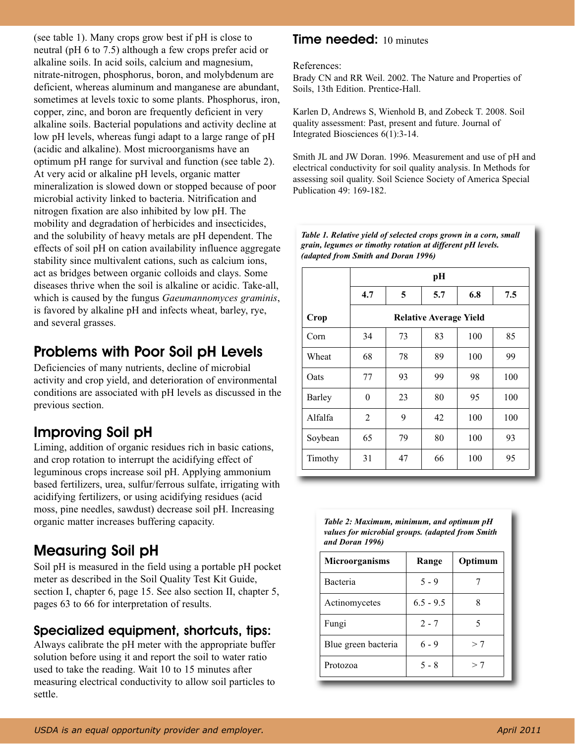(see table 1). Many crops grow best if pH is close to neutral (pH 6 to 7.5) although a few crops prefer acid or alkaline soils. In acid soils, calcium and magnesium, nitrate-nitrogen, phosphorus, boron, and molybdenum are deficient, whereas aluminum and manganese are abundant, sometimes at levels toxic to some plants. Phosphorus, iron, copper, zinc, and boron are frequently deficient in very alkaline soils. Bacterial populations and activity decline at low pH levels, whereas fungi adapt to a large range of pH (acidic and alkaline). Most microorganisms have an optimum pH range for survival and function (see table 2). At very acid or alkaline pH levels, organic matter mineralization is slowed down or stopped because of poor microbial activity linked to bacteria. Nitrification and nitrogen fixation are also inhibited by low pH. The mobility and degradation of herbicides and insecticides, and the solubility of heavy metals are pH dependent. The effects of soil pH on cation availability influence aggregate stability since multivalent cations, such as calcium ions, act as bridges between organic colloids and clays. Some diseases thrive when the soil is alkaline or acidic. Take-all, which is caused by the fungus *Gaeumannomyces graminis*, is favored by alkaline pH and infects wheat, barley, rye, and several grasses.

## Problems with Poor Soil pH Levels

Deficiencies of many nutrients, decline of microbial activity and crop yield, and deterioration of environmental conditions are associated with pH levels as discussed in the previous section.

## Improving Soil pH

Liming, addition of organic residues rich in basic cations, and crop rotation to interrupt the acidifying effect of leguminous crops increase soil pH. Applying ammonium based fertilizers, urea, sulfur/ferrous sulfate, irrigating with acidifying fertilizers, or using acidifying residues (acid moss, pine needles, sawdust) decrease soil pH. Increasing organic matter increases buffering capacity.

## Measuring Soil pH

Soil pH is measured in the field using a portable pH pocket meter as described in the Soil Quality Test Kit Guide, section I, chapter 6, page 15. See also section II, chapter 5, pages 63 to 66 for interpretation of results.

### Specialized equipment, shortcuts, tips:

Always calibrate the pH meter with the appropriate buffer solution before using it and report the soil to water ratio used to take the reading. Wait 10 to 15 minutes after measuring electrical conductivity to allow soil particles to settle.

**Time needed:** 10 minutes

References:

Brady CN and RR Weil. 2002. The Nature and Properties of Soils, 13th Edition. Prentice-Hall.

Karlen D, Andrews S, Wienhold B, and Zobeck T. 2008. Soil quality assessment: Past, present and future. Journal of Integrated Biosciences 6(1):3-14.

Smith JL and JW Doran. 1996. Measurement and use of pH and electrical conductivity for soil quality analysis. In Methods for assessing soil quality. Soil Science Society of America Special Publication 49: 169-182.

***Table 1. Relative yield of selected crops grown in a corn, small grain, legumes or timothy rotation at different pH levels. (adapted from Smith and Doran 1996)***

| | pH | | | | |
|---|---|---|---|---|---|
| | 4.7 | 5 | 5.7 | 6.8 | 7.5 |
| Crop | Relative Average Yield | | | | |
| Corn | 34 | 73 | 83 | 100 | 85 |
| Wheat | 68 | 78 | 89 | 100 | 99 |
| Oats | 77 | 93 | 99 | 98 | 100 |
| Barley | 0 | 23 | 80 | 95 | 100 |
| Alfalfa | 2 | 9 | 42 | 100 | 100 |
| Soybean | 65 | 79 | 80 | 100 | 93 |
| Timothy | 31 | 47 | 66 | 100 | 95 |

***Table 2: Maximum, minimum, and optimum pH values for microbial groups. (adapted from Smith and Doran 1996)***

| Microorganisms | Range | Optimum |
|---|---|---|
| Bacteria | 5 - 9 | 7 |
| Actinomycetes | 6.5 - 9.5 | 8 |
| Fungi | 2 - 7 | 5 |
| Blue green bacteria | 6 - 9 | > 7 |
| Protozoa | 5 - 8 | > 7 |